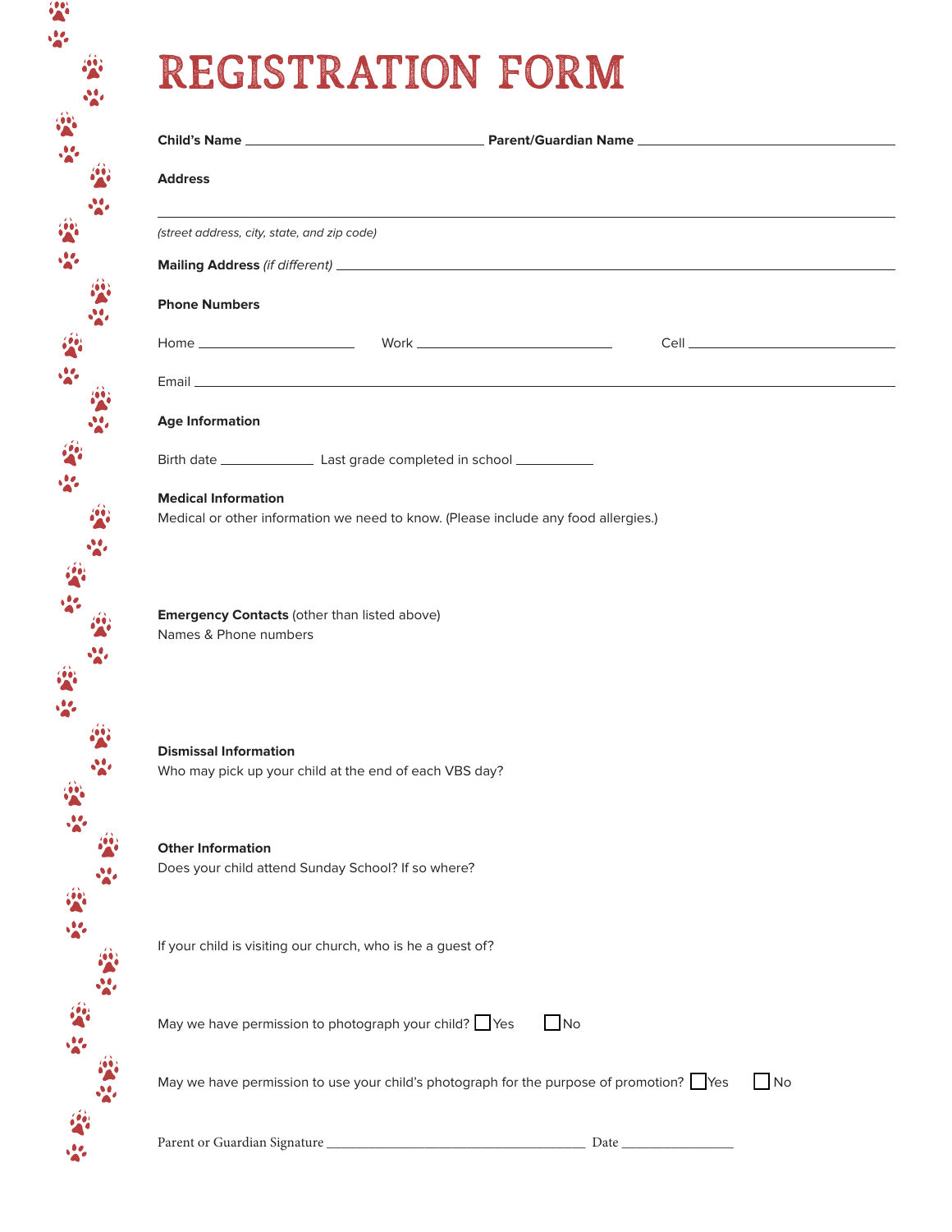# REGISTRATION FORM

**Child's Name** ______________________________ **Parent/Guardian Name** ______________________________

**Address**

_____________________________________________________________________________

*(street address, city, state, and zip code)*

**Mailing Address** *(if different)* ______________________________________________________

**Phone Numbers**

Home ________________ Work ____________________ Cell ____________________

Email _____________________________________________________________________

**Age Information**

Birth date ___________ Last grade completed in school __________

**Medical Information**

Medical or other information we need to know. (Please include any food allergies.)

**Emergency Contacts** (other than listed above)

Names & Phone numbers

**Dismissal Information**

Who may pick up your child at the end of each VBS day?

**Other Information**

Does your child attend Sunday School? If so where?

If your child is visiting our church, who is he a guest of?

May we have permission to photograph your child? ☐ Yes ☐ No

May we have permission to use your child's photograph for the purpose of promotion? ☐ Yes ☐ No

Parent or Guardian Signature ________________________________ Date ______________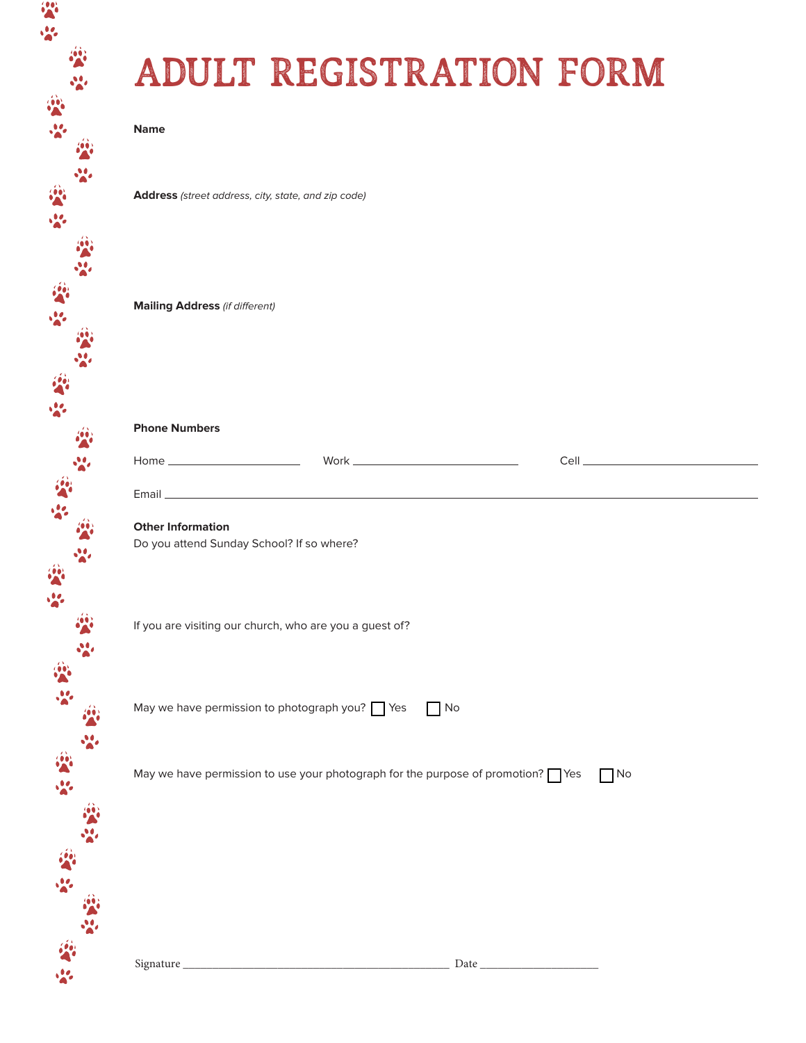# ADULT REGISTRATION FORM

**Name**

**Address** *(street address, city, state, and zip code)*

**Mailing Address** *(if different)*

**Phone Numbers**

Home ____________________ Work __________________________ Cell ___________________________

Email ______________________________________________________________________________

**Other Information**

Do you attend Sunday School? If so where?

If you are visiting our church, who are you a guest of?

May we have permission to photograph you? ☐ Yes ☐ No

May we have permission to use your photograph for the purpose of promotion? ☐ Yes ☐ No

Signature ____________________________________________ Date ____________________